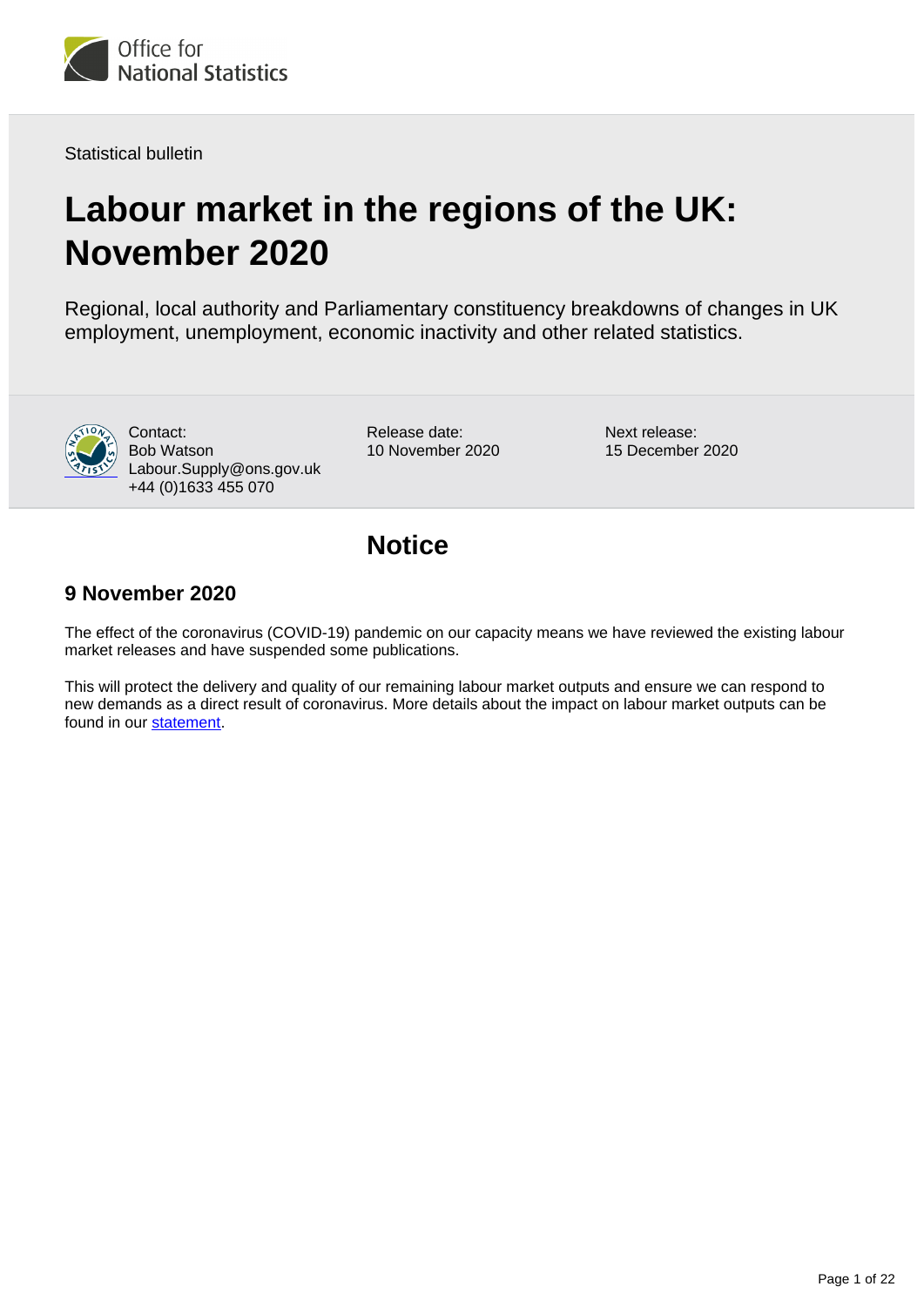Statistical bulletin

# Labour market in the regions of the UK: November 2020

Regional, local authority and Parliamentary constituency breakdowns of changes in UK employment, unemployment, economic inactivity and other related statistics.

Contact:
Bob Watson
Labour.Supply@ons.gov.uk
+44 (0)1633 455 070

Release date:
10 November 2020

Next release:
15 December 2020

## Notice

### 9 November 2020

The effect of the coronavirus (COVID-19) pandemic on our capacity means we have reviewed the existing labour market releases and have suspended some publications.

This will protect the delivery and quality of our remaining labour market outputs and ensure we can respond to new demands as a direct result of coronavirus. More details about the impact on labour market outputs can be found in our statement.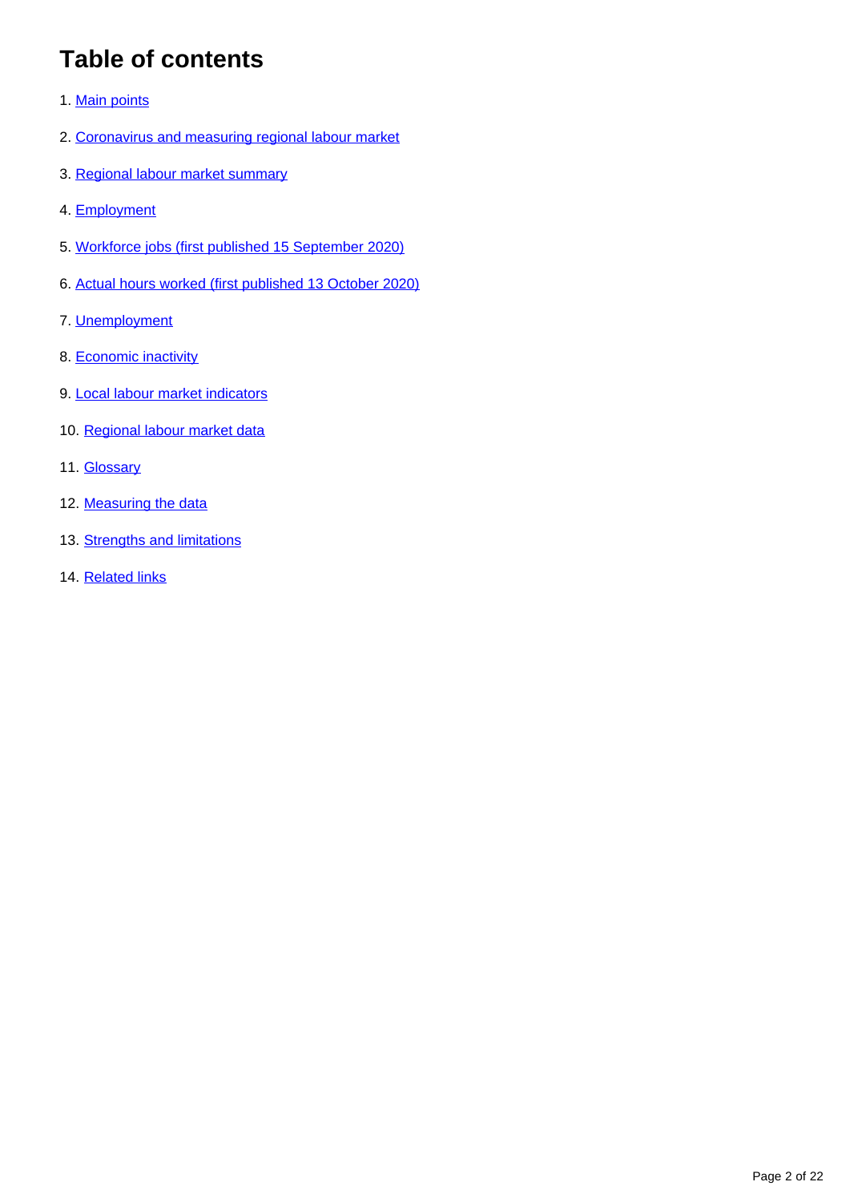# Table of contents

1. Main points
2. Coronavirus and measuring regional labour market
3. Regional labour market summary
4. Employment
5. Workforce jobs (first published 15 September 2020)
6. Actual hours worked (first published 13 October 2020)
7. Unemployment
8. Economic inactivity
9. Local labour market indicators
10. Regional labour market data
11. Glossary
12. Measuring the data
13. Strengths and limitations
14. Related links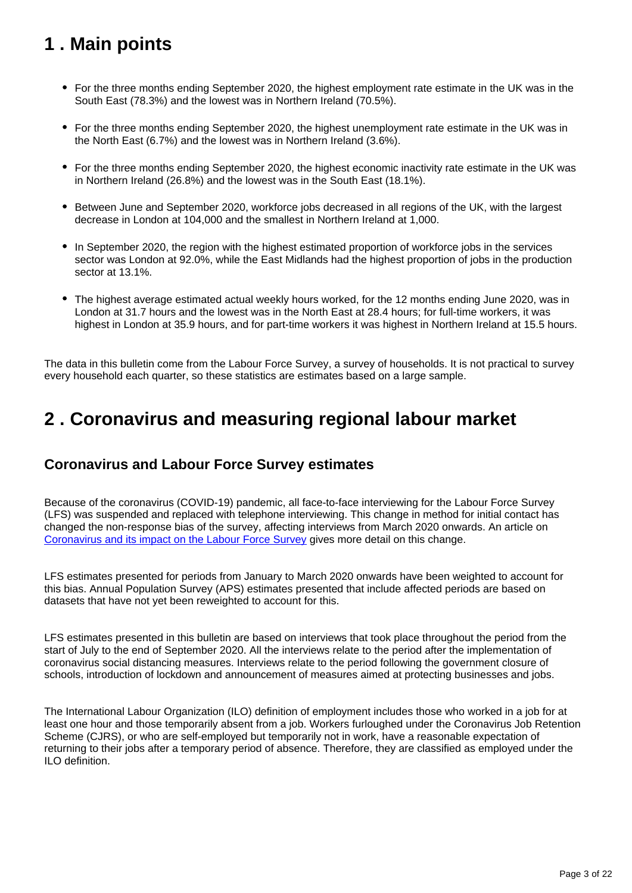# 1 . Main points

- For the three months ending September 2020, the highest employment rate estimate in the UK was in the South East (78.3%) and the lowest was in Northern Ireland (70.5%).
- For the three months ending September 2020, the highest unemployment rate estimate in the UK was in the North East (6.7%) and the lowest was in Northern Ireland (3.6%).
- For the three months ending September 2020, the highest economic inactivity rate estimate in the UK was in Northern Ireland (26.8%) and the lowest was in the South East (18.1%).
- Between June and September 2020, workforce jobs decreased in all regions of the UK, with the largest decrease in London at 104,000 and the smallest in Northern Ireland at 1,000.
- In September 2020, the region with the highest estimated proportion of workforce jobs in the services sector was London at 92.0%, while the East Midlands had the highest proportion of jobs in the production sector at 13.1%.
- The highest average estimated actual weekly hours worked, for the 12 months ending June 2020, was in London at 31.7 hours and the lowest was in the North East at 28.4 hours; for full-time workers, it was highest in London at 35.9 hours, and for part-time workers it was highest in Northern Ireland at 15.5 hours.

The data in this bulletin come from the Labour Force Survey, a survey of households. It is not practical to survey every household each quarter, so these statistics are estimates based on a large sample.

# 2 . Coronavirus and measuring regional labour market

## Coronavirus and Labour Force Survey estimates

Because of the coronavirus (COVID-19) pandemic, all face-to-face interviewing for the Labour Force Survey (LFS) was suspended and replaced with telephone interviewing. This change in method for initial contact has changed the non-response bias of the survey, affecting interviews from March 2020 onwards. An article on [Coronavirus and its impact on the Labour Force Survey] gives more detail on this change.

LFS estimates presented for periods from January to March 2020 onwards have been weighted to account for this bias. Annual Population Survey (APS) estimates presented that include affected periods are based on datasets that have not yet been reweighted to account for this.

LFS estimates presented in this bulletin are based on interviews that took place throughout the period from the start of July to the end of September 2020. All the interviews relate to the period after the implementation of coronavirus social distancing measures. Interviews relate to the period following the government closure of schools, introduction of lockdown and announcement of measures aimed at protecting businesses and jobs.

The International Labour Organization (ILO) definition of employment includes those who worked in a job for at least one hour and those temporarily absent from a job. Workers furloughed under the Coronavirus Job Retention Scheme (CJRS), or who are self-employed but temporarily not in work, have a reasonable expectation of returning to their jobs after a temporary period of absence. Therefore, they are classified as employed under the ILO definition.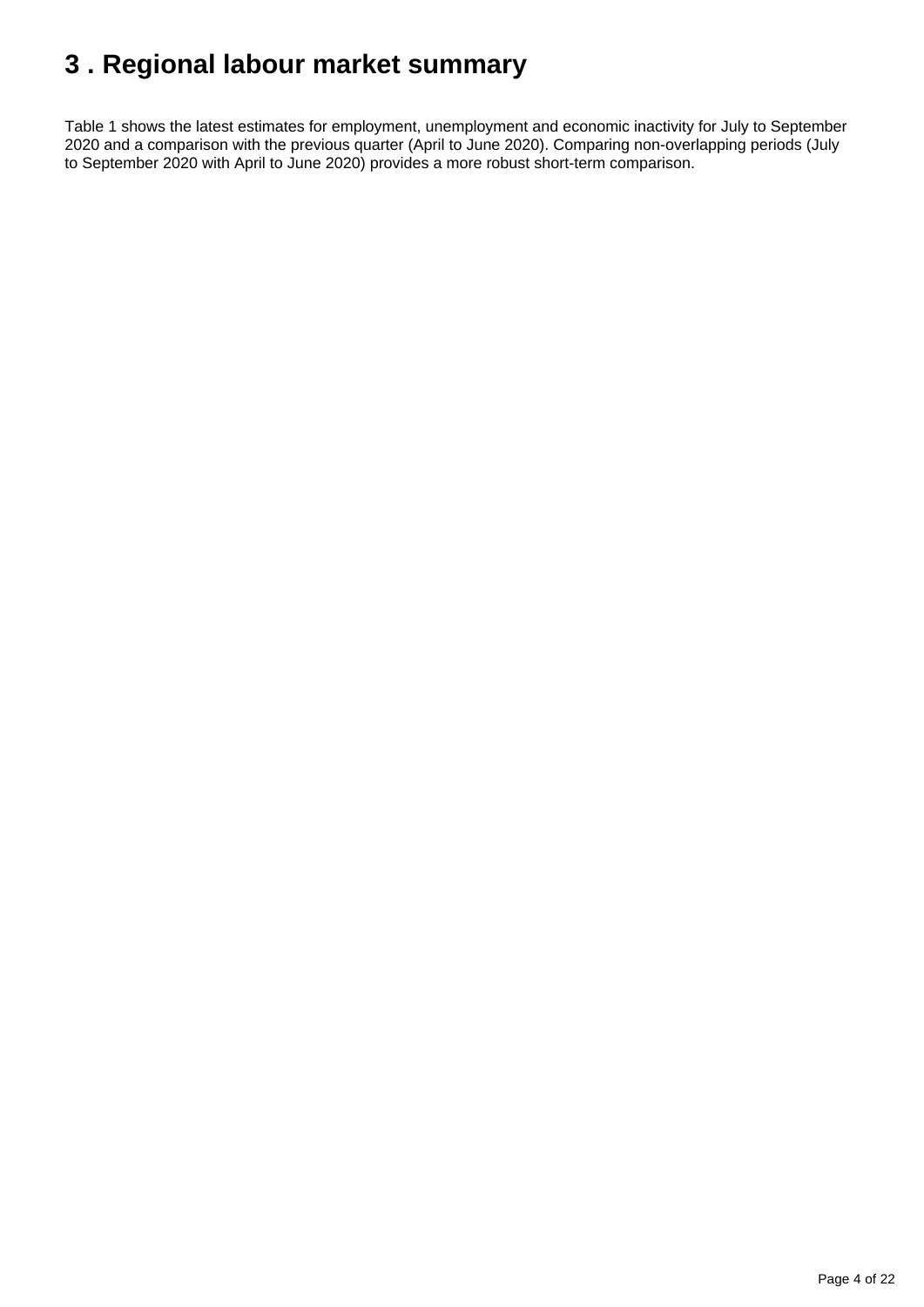# 3 . Regional labour market summary

Table 1 shows the latest estimates for employment, unemployment and economic inactivity for July to September 2020 and a comparison with the previous quarter (April to June 2020). Comparing non-overlapping periods (July to September 2020 with April to June 2020) provides a more robust short-term comparison.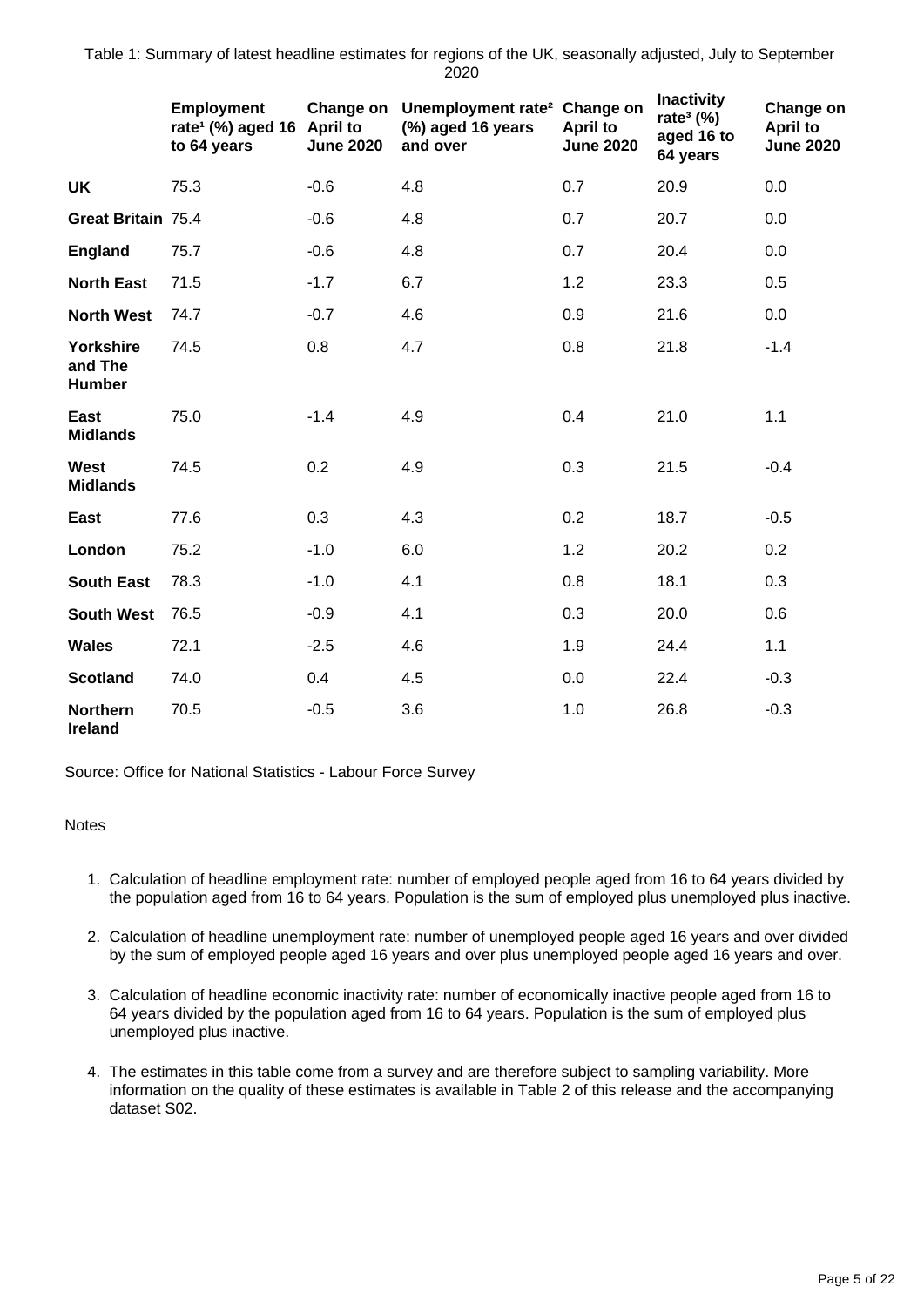Table 1: Summary of latest headline estimates for regions of the UK, seasonally adjusted, July to September 2020

| | Employment rate[1] (%) aged 16 to 64 years | Change on April to June 2020 | Unemployment rate[2] (%) aged 16 years and over | Change on April to June 2020 | Inactivity rate[3] (%) aged 16 to 64 years | Change on April to June 2020 |
|---|---|---|---|---|---|---|
| **UK** | 75.3 | -0.6 | 4.8 | 0.7 | 20.9 | 0.0 |
| **Great Britain** | 75.4 | -0.6 | 4.8 | 0.7 | 20.7 | 0.0 |
| **England** | 75.7 | -0.6 | 4.8 | 0.7 | 20.4 | 0.0 |
| **North East** | 71.5 | -1.7 | 6.7 | 1.2 | 23.3 | 0.5 |
| **North West** | 74.7 | -0.7 | 4.6 | 0.9 | 21.6 | 0.0 |
| **Yorkshire and The Humber** | 74.5 | 0.8 | 4.7 | 0.8 | 21.8 | -1.4 |
| **East Midlands** | 75.0 | -1.4 | 4.9 | 0.4 | 21.0 | 1.1 |
| **West Midlands** | 74.5 | 0.2 | 4.9 | 0.3 | 21.5 | -0.4 |
| **East** | 77.6 | 0.3 | 4.3 | 0.2 | 18.7 | -0.5 |
| **London** | 75.2 | -1.0 | 6.0 | 1.2 | 20.2 | 0.2 |
| **South East** | 78.3 | -1.0 | 4.1 | 0.8 | 18.1 | 0.3 |
| **South West** | 76.5 | -0.9 | 4.1 | 0.3 | 20.0 | 0.6 |
| **Wales** | 72.1 | -2.5 | 4.6 | 1.9 | 24.4 | 1.1 |
| **Scotland** | 74.0 | 0.4 | 4.5 | 0.0 | 22.4 | -0.3 |
| **Northern Ireland** | 70.5 | -0.5 | 3.6 | 1.0 | 26.8 | -0.3 |

Source: Office for National Statistics - Labour Force Survey

Notes

1. Calculation of headline employment rate: number of employed people aged from 16 to 64 years divided by the population aged from 16 to 64 years. Population is the sum of employed plus unemployed plus inactive.
2. Calculation of headline unemployment rate: number of unemployed people aged 16 years and over divided by the sum of employed people aged 16 years and over plus unemployed people aged 16 years and over.
3. Calculation of headline economic inactivity rate: number of economically inactive people aged from 16 to 64 years divided by the population aged from 16 to 64 years. Population is the sum of employed plus unemployed plus inactive.
4. The estimates in this table come from a survey and are therefore subject to sampling variability. More information on the quality of these estimates is available in Table 2 of this release and the accompanying dataset S02.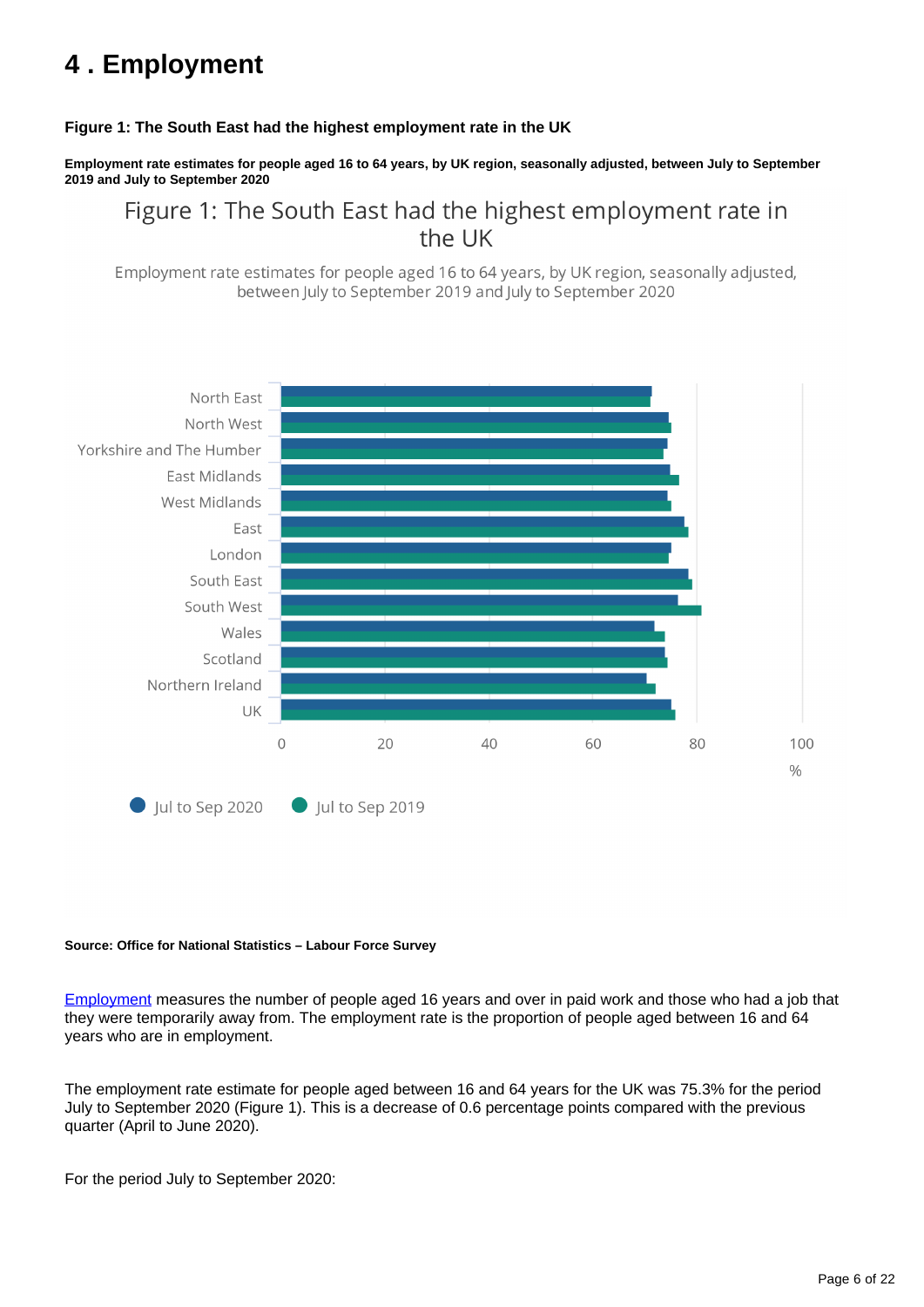# 4 . Employment

**Figure 1: The South East had the highest employment rate in the UK**

**Employment rate estimates for people aged 16 to 64 years, by UK region, seasonally adjusted, between July to September 2019 and July to September 2020**

**Source: Office for National Statistics – Labour Force Survey**

Employment measures the number of people aged 16 years and over in paid work and those who had a job that they were temporarily away from. The employment rate is the proportion of people aged between 16 and 64 years who are in employment.

The employment rate estimate for people aged between 16 and 64 years for the UK was 75.3% for the period July to September 2020 (Figure 1). This is a decrease of 0.6 percentage points compared with the previous quarter (April to June 2020).

For the period July to September 2020: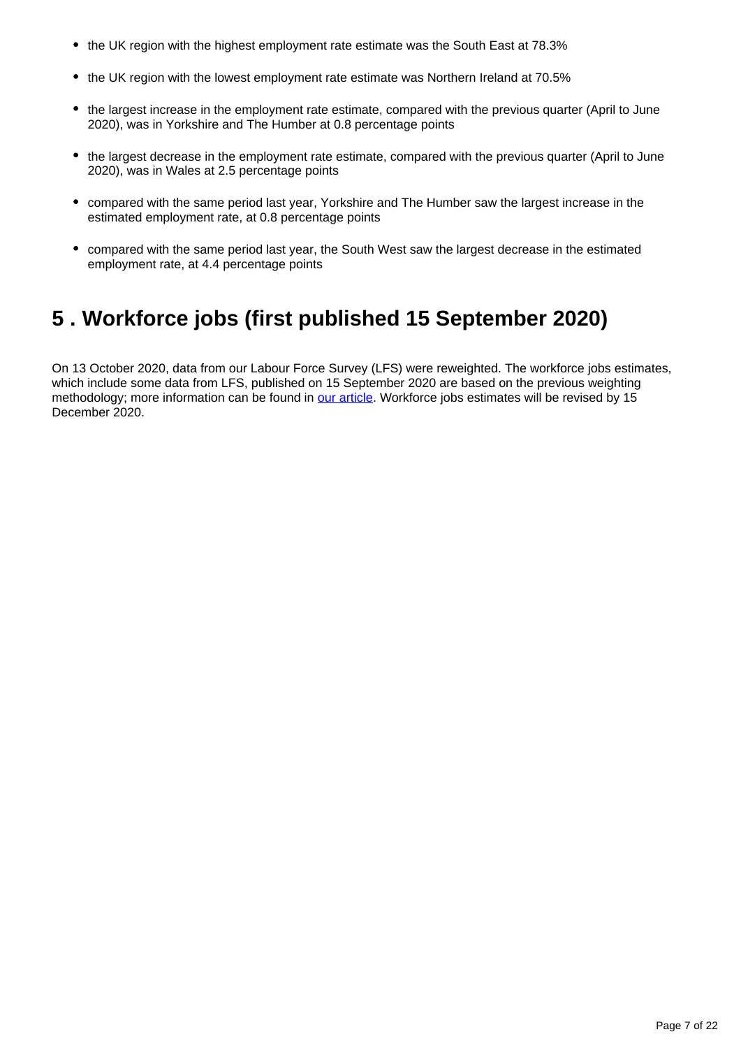- the UK region with the highest employment rate estimate was the South East at 78.3%
- the UK region with the lowest employment rate estimate was Northern Ireland at 70.5%
- the largest increase in the employment rate estimate, compared with the previous quarter (April to June 2020), was in Yorkshire and The Humber at 0.8 percentage points
- the largest decrease in the employment rate estimate, compared with the previous quarter (April to June 2020), was in Wales at 2.5 percentage points
- compared with the same period last year, Yorkshire and The Humber saw the largest increase in the estimated employment rate, at 0.8 percentage points
- compared with the same period last year, the South West saw the largest decrease in the estimated employment rate, at 4.4 percentage points

## 5 . Workforce jobs (first published 15 September 2020)

On 13 October 2020, data from our Labour Force Survey (LFS) were reweighted. The workforce jobs estimates, which include some data from LFS, published on 15 September 2020 are based on the previous weighting methodology; more information can be found in our article. Workforce jobs estimates will be revised by 15 December 2020.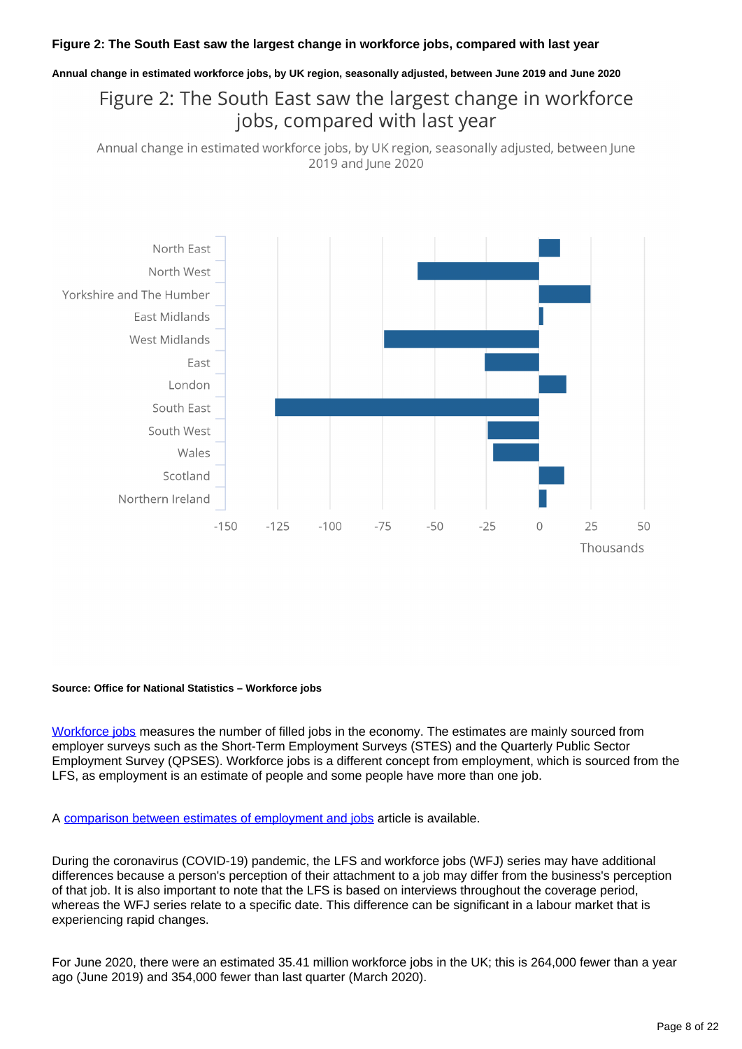**Figure 2: The South East saw the largest change in workforce jobs, compared with last year**

**Annual change in estimated workforce jobs, by UK region, seasonally adjusted, between June 2019 and June 2020**

Figure 2: The South East saw the largest change in workforce jobs, compared with last year

Annual change in estimated workforce jobs, by UK region, seasonally adjusted, between June 2019 and June 2020

**Source: Office for National Statistics – Workforce jobs**

Workforce jobs measures the number of filled jobs in the economy. The estimates are mainly sourced from employer surveys such as the Short-Term Employment Surveys (STES) and the Quarterly Public Sector Employment Survey (QPSES). Workforce jobs is a different concept from employment, which is sourced from the LFS, as employment is an estimate of people and some people have more than one job.

A comparison between estimates of employment and jobs article is available.

During the coronavirus (COVID-19) pandemic, the LFS and workforce jobs (WFJ) series may have additional differences because a person's perception of their attachment to a job may differ from the business's perception of that job. It is also important to note that the LFS is based on interviews throughout the coverage period, whereas the WFJ series relate to a specific date. This difference can be significant in a labour market that is experiencing rapid changes.

For June 2020, there were an estimated 35.41 million workforce jobs in the UK; this is 264,000 fewer than a year ago (June 2019) and 354,000 fewer than last quarter (March 2020).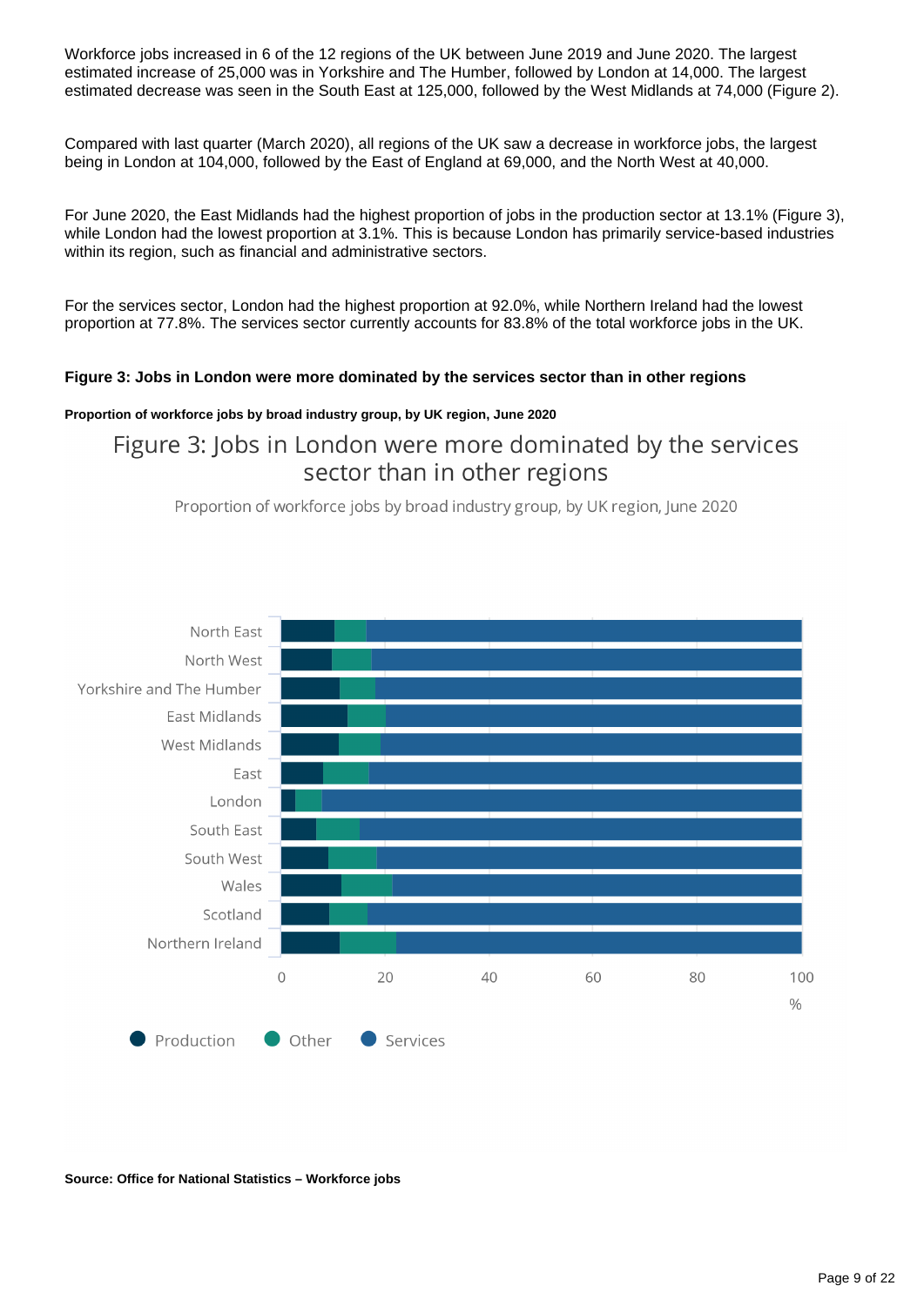Workforce jobs increased in 6 of the 12 regions of the UK between June 2019 and June 2020. The largest estimated increase of 25,000 was in Yorkshire and The Humber, followed by London at 14,000. The largest estimated decrease was seen in the South East at 125,000, followed by the West Midlands at 74,000 (Figure 2).

Compared with last quarter (March 2020), all regions of the UK saw a decrease in workforce jobs, the largest being in London at 104,000, followed by the East of England at 69,000, and the North West at 40,000.

For June 2020, the East Midlands had the highest proportion of jobs in the production sector at 13.1% (Figure 3), while London had the lowest proportion at 3.1%. This is because London has primarily service-based industries within its region, such as financial and administrative sectors.

For the services sector, London had the highest proportion at 92.0%, while Northern Ireland had the lowest proportion at 77.8%. The services sector currently accounts for 83.8% of the total workforce jobs in the UK.

**Figure 3: Jobs in London were more dominated by the services sector than in other regions**

**Proportion of workforce jobs by broad industry group, by UK region, June 2020**

Figure 3: Jobs in London were more dominated by the services sector than in other regions

Proportion of workforce jobs by broad industry group, by UK region, June 2020

North East
North West
Yorkshire and The Humber
East Midlands
West Midlands
East
London
South East
South West
Wales
Scotland
Northern Ireland

0 20 40 60 80 100
%

Production Other Services

**Source: Office for National Statistics – Workforce jobs**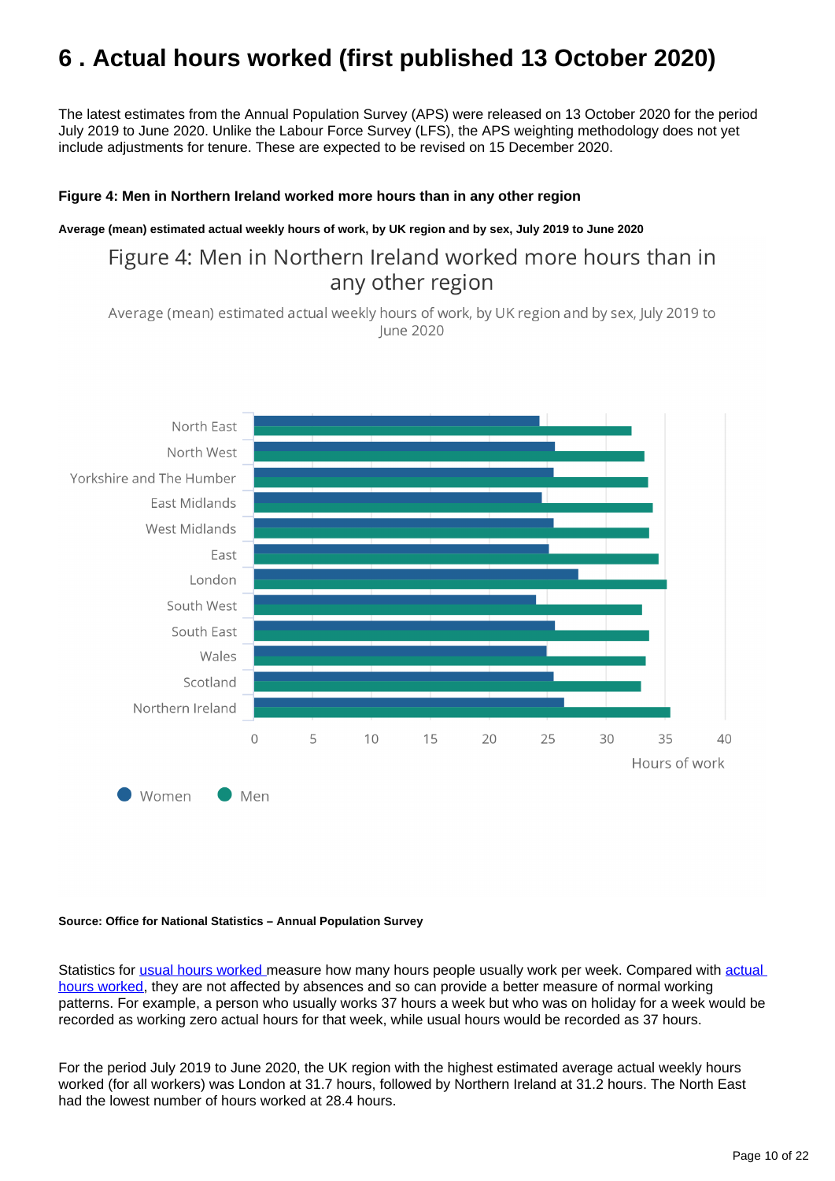# 6 . Actual hours worked (first published 13 October 2020)

The latest estimates from the Annual Population Survey (APS) were released on 13 October 2020 for the period July 2019 to June 2020. Unlike the Labour Force Survey (LFS), the APS weighting methodology does not yet include adjustments for tenure. These are expected to be revised on 15 December 2020.

**Figure 4: Men in Northern Ireland worked more hours than in any other region**

**Average (mean) estimated actual weekly hours of work, by UK region and by sex, July 2019 to June 2020**

**Source: Office for National Statistics – Annual Population Survey**

Statistics for usual hours worked measure how many hours people usually work per week. Compared with actual hours worked, they are not affected by absences and so can provide a better measure of normal working patterns. For example, a person who usually works 37 hours a week but who was on holiday for a week would be recorded as working zero actual hours for that week, while usual hours would be recorded as 37 hours.

For the period July 2019 to June 2020, the UK region with the highest estimated average actual weekly hours worked (for all workers) was London at 31.7 hours, followed by Northern Ireland at 31.2 hours. The North East had the lowest number of hours worked at 28.4 hours.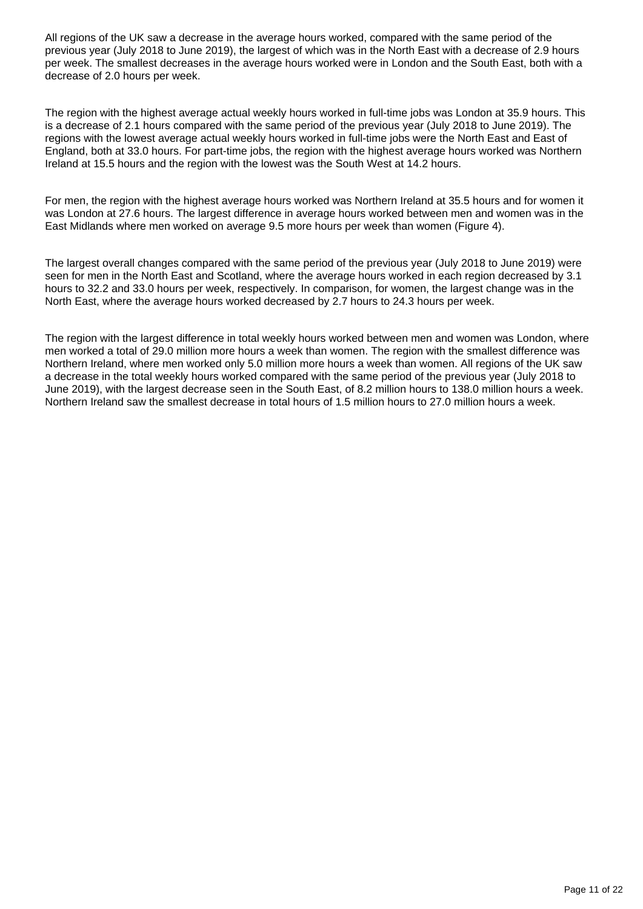All regions of the UK saw a decrease in the average hours worked, compared with the same period of the previous year (July 2018 to June 2019), the largest of which was in the North East with a decrease of 2.9 hours per week. The smallest decreases in the average hours worked were in London and the South East, both with a decrease of 2.0 hours per week.

The region with the highest average actual weekly hours worked in full-time jobs was London at 35.9 hours. This is a decrease of 2.1 hours compared with the same period of the previous year (July 2018 to June 2019). The regions with the lowest average actual weekly hours worked in full-time jobs were the North East and East of England, both at 33.0 hours. For part-time jobs, the region with the highest average hours worked was Northern Ireland at 15.5 hours and the region with the lowest was the South West at 14.2 hours.

For men, the region with the highest average hours worked was Northern Ireland at 35.5 hours and for women it was London at 27.6 hours. The largest difference in average hours worked between men and women was in the East Midlands where men worked on average 9.5 more hours per week than women (Figure 4).

The largest overall changes compared with the same period of the previous year (July 2018 to June 2019) were seen for men in the North East and Scotland, where the average hours worked in each region decreased by 3.1 hours to 32.2 and 33.0 hours per week, respectively. In comparison, for women, the largest change was in the North East, where the average hours worked decreased by 2.7 hours to 24.3 hours per week.

The region with the largest difference in total weekly hours worked between men and women was London, where men worked a total of 29.0 million more hours a week than women. The region with the smallest difference was Northern Ireland, where men worked only 5.0 million more hours a week than women. All regions of the UK saw a decrease in the total weekly hours worked compared with the same period of the previous year (July 2018 to June 2019), with the largest decrease seen in the South East, of 8.2 million hours to 138.0 million hours a week. Northern Ireland saw the smallest decrease in total hours of 1.5 million hours to 27.0 million hours a week.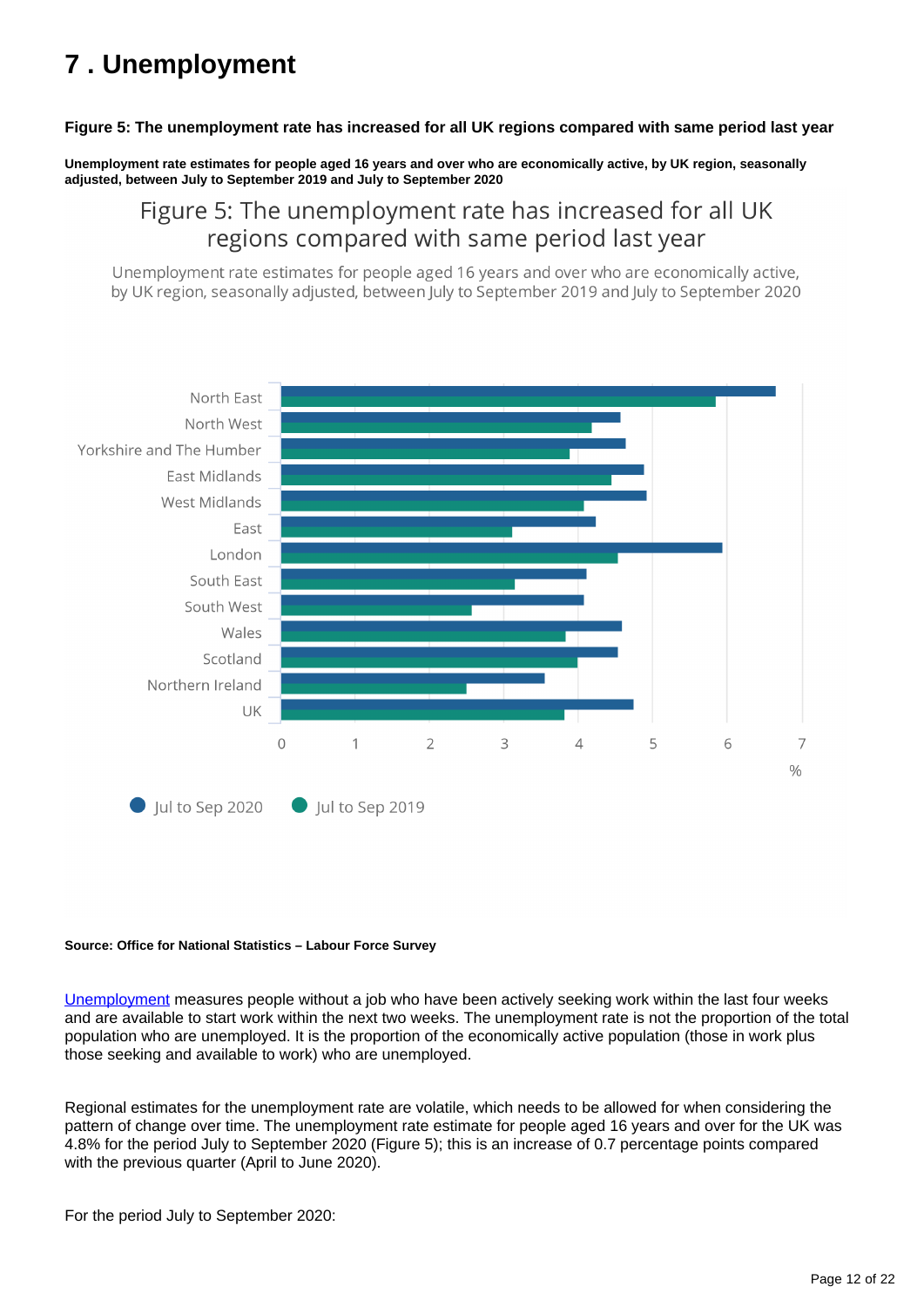# 7 . Unemployment

**Figure 5: The unemployment rate has increased for all UK regions compared with same period last year**

**Unemployment rate estimates for people aged 16 years and over who are economically active, by UK region, seasonally adjusted, between July to September 2019 and July to September 2020**

Figure 5: The unemployment rate has increased for all UK regions compared with same period last year

Unemployment rate estimates for people aged 16 years and over who are economically active, by UK region, seasonally adjusted, between July to September 2019 and July to September 2020

North East
North West
Yorkshire and The Humber
East Midlands
West Midlands
East
London
South East
South West
Wales
Scotland
Northern Ireland
UK

0 1 2 3 4 5 6 7
%

Jul to Sep 2020 Jul to Sep 2019

**Source: Office for National Statistics – Labour Force Survey**

Unemployment measures people without a job who have been actively seeking work within the last four weeks and are available to start work within the next two weeks. The unemployment rate is not the proportion of the total population who are unemployed. It is the proportion of the economically active population (those in work plus those seeking and available to work) who are unemployed.

Regional estimates for the unemployment rate are volatile, which needs to be allowed for when considering the pattern of change over time. The unemployment rate estimate for people aged 16 years and over for the UK was 4.8% for the period July to September 2020 (Figure 5); this is an increase of 0.7 percentage points compared with the previous quarter (April to June 2020).

For the period July to September 2020: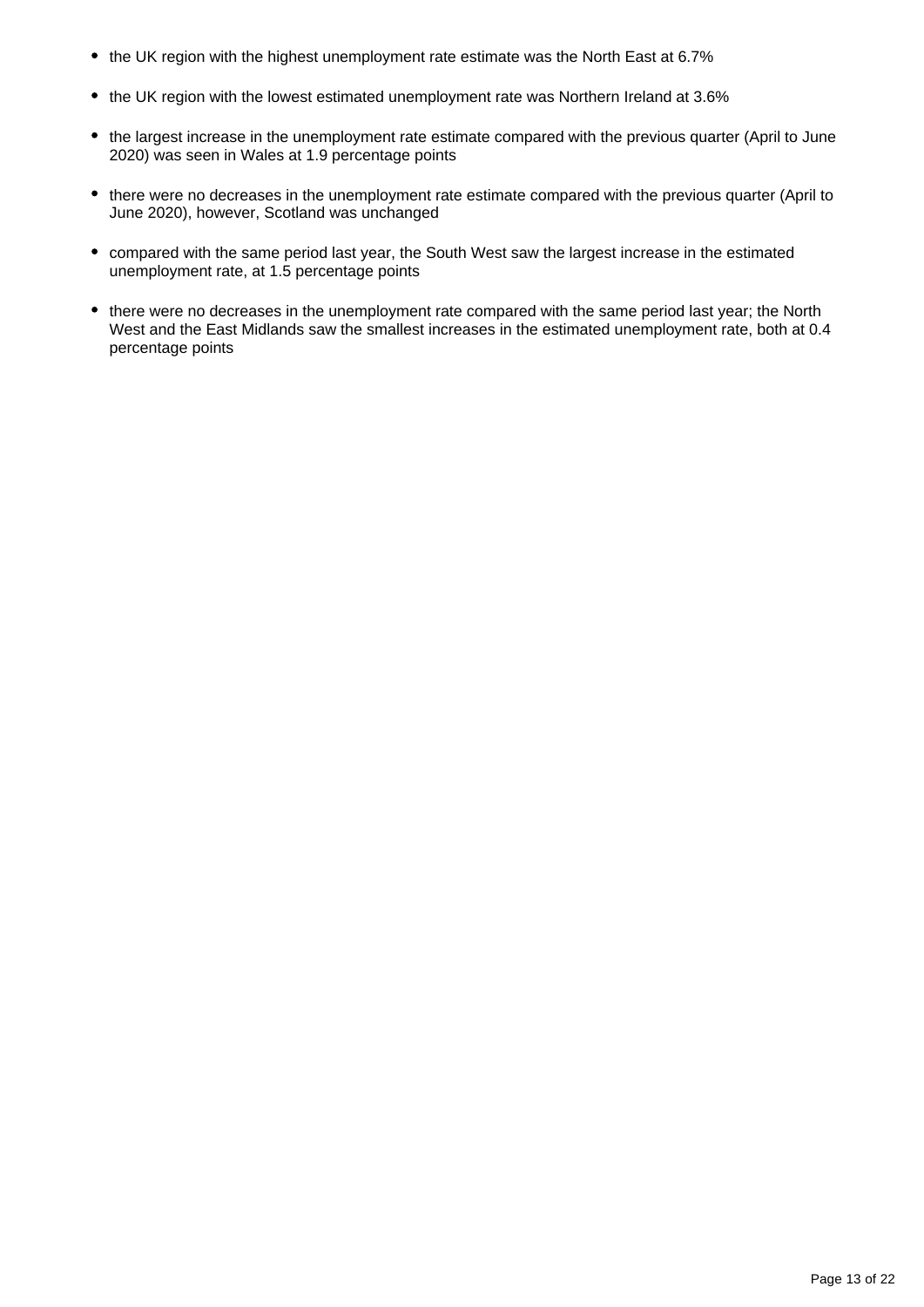- the UK region with the highest unemployment rate estimate was the North East at 6.7%
- the UK region with the lowest estimated unemployment rate was Northern Ireland at 3.6%
- the largest increase in the unemployment rate estimate compared with the previous quarter (April to June 2020) was seen in Wales at 1.9 percentage points
- there were no decreases in the unemployment rate estimate compared with the previous quarter (April to June 2020), however, Scotland was unchanged
- compared with the same period last year, the South West saw the largest increase in the estimated unemployment rate, at 1.5 percentage points
- there were no decreases in the unemployment rate compared with the same period last year; the North West and the East Midlands saw the smallest increases in the estimated unemployment rate, both at 0.4 percentage points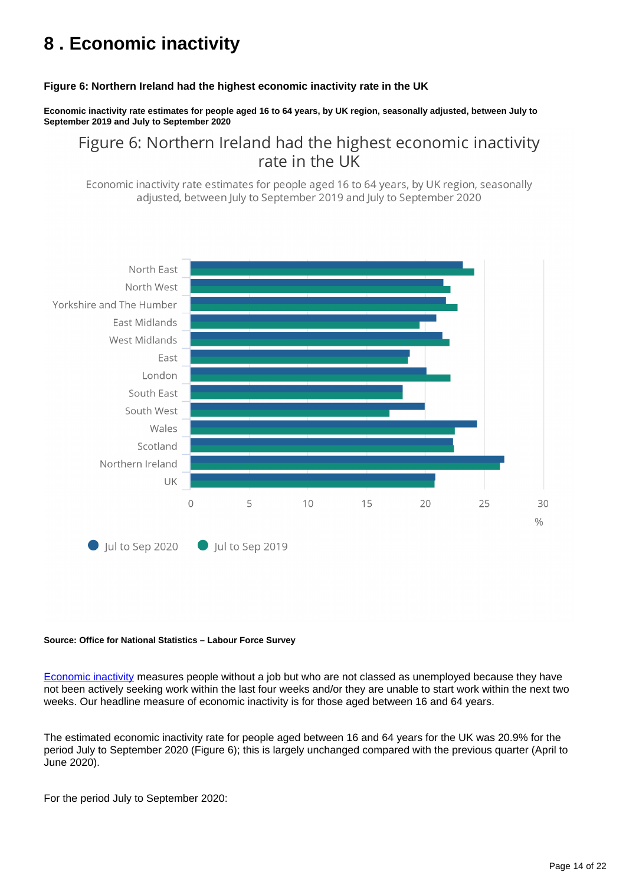# 8 . Economic inactivity

**Figure 6: Northern Ireland had the highest economic inactivity rate in the UK**

**Economic inactivity rate estimates for people aged 16 to 64 years, by UK region, seasonally adjusted, between July to September 2019 and July to September 2020**

**Source: Office for National Statistics – Labour Force Survey**

Economic inactivity measures people without a job but who are not classed as unemployed because they have not been actively seeking work within the last four weeks and/or they are unable to start work within the next two weeks. Our headline measure of economic inactivity is for those aged between 16 and 64 years.

The estimated economic inactivity rate for people aged between 16 and 64 years for the UK was 20.9% for the period July to September 2020 (Figure 6); this is largely unchanged compared with the previous quarter (April to June 2020).

For the period July to September 2020: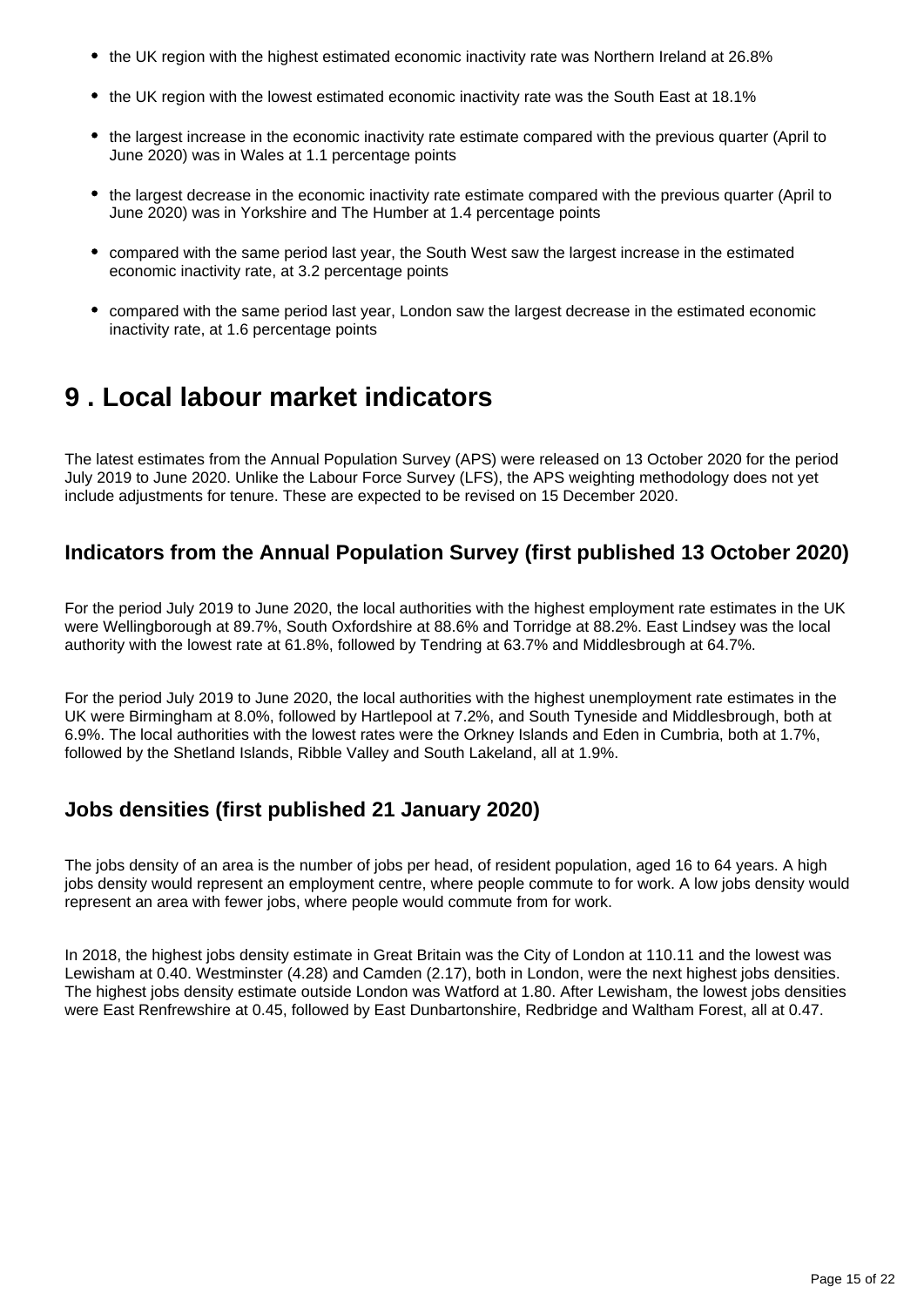- the UK region with the highest estimated economic inactivity rate was Northern Ireland at 26.8%
- the UK region with the lowest estimated economic inactivity rate was the South East at 18.1%
- the largest increase in the economic inactivity rate estimate compared with the previous quarter (April to June 2020) was in Wales at 1.1 percentage points
- the largest decrease in the economic inactivity rate estimate compared with the previous quarter (April to June 2020) was in Yorkshire and The Humber at 1.4 percentage points
- compared with the same period last year, the South West saw the largest increase in the estimated economic inactivity rate, at 3.2 percentage points
- compared with the same period last year, London saw the largest decrease in the estimated economic inactivity rate, at 1.6 percentage points

# 9 . Local labour market indicators

The latest estimates from the Annual Population Survey (APS) were released on 13 October 2020 for the period July 2019 to June 2020. Unlike the Labour Force Survey (LFS), the APS weighting methodology does not yet include adjustments for tenure. These are expected to be revised on 15 December 2020.

## Indicators from the Annual Population Survey (first published 13 October 2020)

For the period July 2019 to June 2020, the local authorities with the highest employment rate estimates in the UK were Wellingborough at 89.7%, South Oxfordshire at 88.6% and Torridge at 88.2%. East Lindsey was the local authority with the lowest rate at 61.8%, followed by Tendring at 63.7% and Middlesbrough at 64.7%.

For the period July 2019 to June 2020, the local authorities with the highest unemployment rate estimates in the UK were Birmingham at 8.0%, followed by Hartlepool at 7.2%, and South Tyneside and Middlesbrough, both at 6.9%. The local authorities with the lowest rates were the Orkney Islands and Eden in Cumbria, both at 1.7%, followed by the Shetland Islands, Ribble Valley and South Lakeland, all at 1.9%.

## Jobs densities (first published 21 January 2020)

The jobs density of an area is the number of jobs per head, of resident population, aged 16 to 64 years. A high jobs density would represent an employment centre, where people commute to for work. A low jobs density would represent an area with fewer jobs, where people would commute from for work.

In 2018, the highest jobs density estimate in Great Britain was the City of London at 110.11 and the lowest was Lewisham at 0.40. Westminster (4.28) and Camden (2.17), both in London, were the next highest jobs densities. The highest jobs density estimate outside London was Watford at 1.80. After Lewisham, the lowest jobs densities were East Renfrewshire at 0.45, followed by East Dunbartonshire, Redbridge and Waltham Forest, all at 0.47.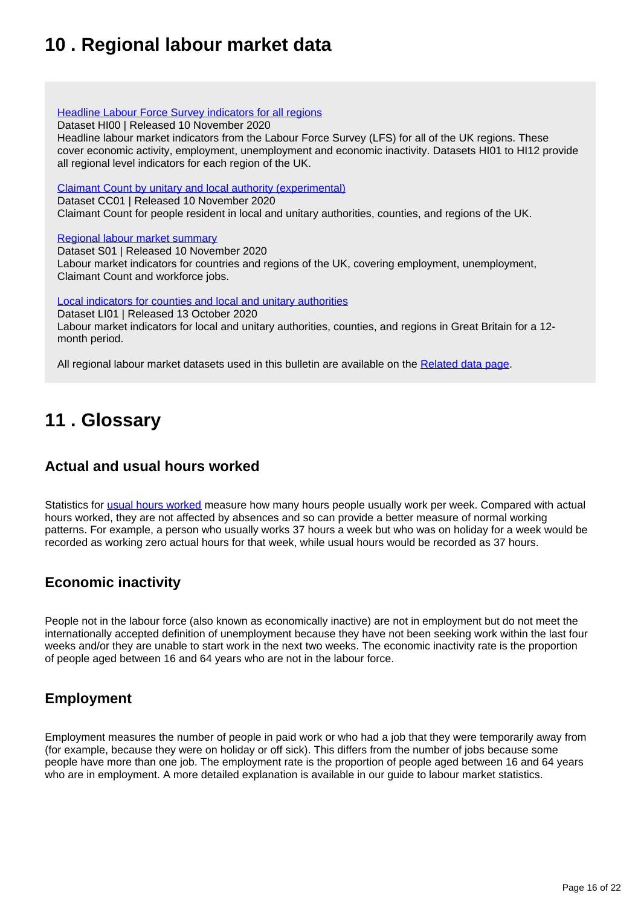## 10 . Regional labour market data

Headline Labour Force Survey indicators for all regions
Dataset HI00 | Released 10 November 2020
Headline labour market indicators from the Labour Force Survey (LFS) for all of the UK regions. These cover economic activity, employment, unemployment and economic inactivity. Datasets HI01 to HI12 provide all regional level indicators for each region of the UK.

Claimant Count by unitary and local authority (experimental)
Dataset CC01 | Released 10 November 2020
Claimant Count for people resident in local and unitary authorities, counties, and regions of the UK.

Regional labour market summary
Dataset S01 | Released 10 November 2020
Labour market indicators for countries and regions of the UK, covering employment, unemployment, Claimant Count and workforce jobs.

Local indicators for counties and local and unitary authorities
Dataset LI01 | Released 13 October 2020
Labour market indicators for local and unitary authorities, counties, and regions in Great Britain for a 12-month period.

All regional labour market datasets used in this bulletin are available on the Related data page.

## 11 . Glossary

### Actual and usual hours worked

Statistics for usual hours worked measure how many hours people usually work per week. Compared with actual hours worked, they are not affected by absences and so can provide a better measure of normal working patterns. For example, a person who usually works 37 hours a week but who was on holiday for a week would be recorded as working zero actual hours for that week, while usual hours would be recorded as 37 hours.

### Economic inactivity

People not in the labour force (also known as economically inactive) are not in employment but do not meet the internationally accepted definition of unemployment because they have not been seeking work within the last four weeks and/or they are unable to start work in the next two weeks. The economic inactivity rate is the proportion of people aged between 16 and 64 years who are not in the labour force.

### Employment

Employment measures the number of people in paid work or who had a job that they were temporarily away from (for example, because they were on holiday or off sick). This differs from the number of jobs because some people have more than one job. The employment rate is the proportion of people aged between 16 and 64 years who are in employment. A more detailed explanation is available in our guide to labour market statistics.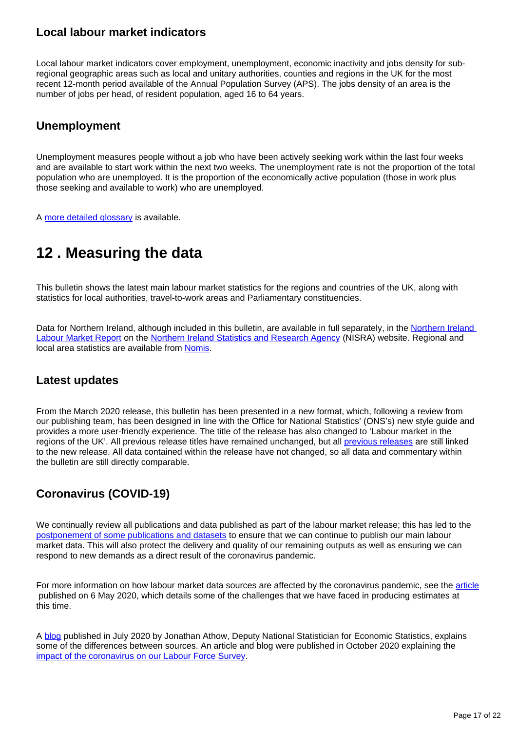### Local labour market indicators

Local labour market indicators cover employment, unemployment, economic inactivity and jobs density for sub-regional geographic areas such as local and unitary authorities, counties and regions in the UK for the most recent 12-month period available of the Annual Population Survey (APS). The jobs density of an area is the number of jobs per head, of resident population, aged 16 to 64 years.

### Unemployment

Unemployment measures people without a job who have been actively seeking work within the last four weeks and are available to start work within the next two weeks. The unemployment rate is not the proportion of the total population who are unemployed. It is the proportion of the economically active population (those in work plus those seeking and available to work) who are unemployed.

A more detailed glossary is available.

## 12 . Measuring the data

This bulletin shows the latest main labour market statistics for the regions and countries of the UK, along with statistics for local authorities, travel-to-work areas and Parliamentary constituencies.

Data for Northern Ireland, although included in this bulletin, are available in full separately, in the Northern Ireland Labour Market Report on the Northern Ireland Statistics and Research Agency (NISRA) website. Regional and local area statistics are available from Nomis.

### Latest updates

From the March 2020 release, this bulletin has been presented in a new format, which, following a review from our publishing team, has been designed in line with the Office for National Statistics' (ONS's) new style guide and provides a more user-friendly experience. The title of the release has also changed to 'Labour market in the regions of the UK'. All previous release titles have remained unchanged, but all previous releases are still linked to the new release. All data contained within the release have not changed, so all data and commentary within the bulletin are still directly comparable.

### Coronavirus (COVID-19)

We continually review all publications and data published as part of the labour market release; this has led to the postponement of some publications and datasets to ensure that we can continue to publish our main labour market data. This will also protect the delivery and quality of our remaining outputs as well as ensuring we can respond to new demands as a direct result of the coronavirus pandemic.

For more information on how labour market data sources are affected by the coronavirus pandemic, see the article published on 6 May 2020, which details some of the challenges that we have faced in producing estimates at this time.

A blog published in July 2020 by Jonathan Athow, Deputy National Statistician for Economic Statistics, explains some of the differences between sources. An article and blog were published in October 2020 explaining the impact of the coronavirus on our Labour Force Survey.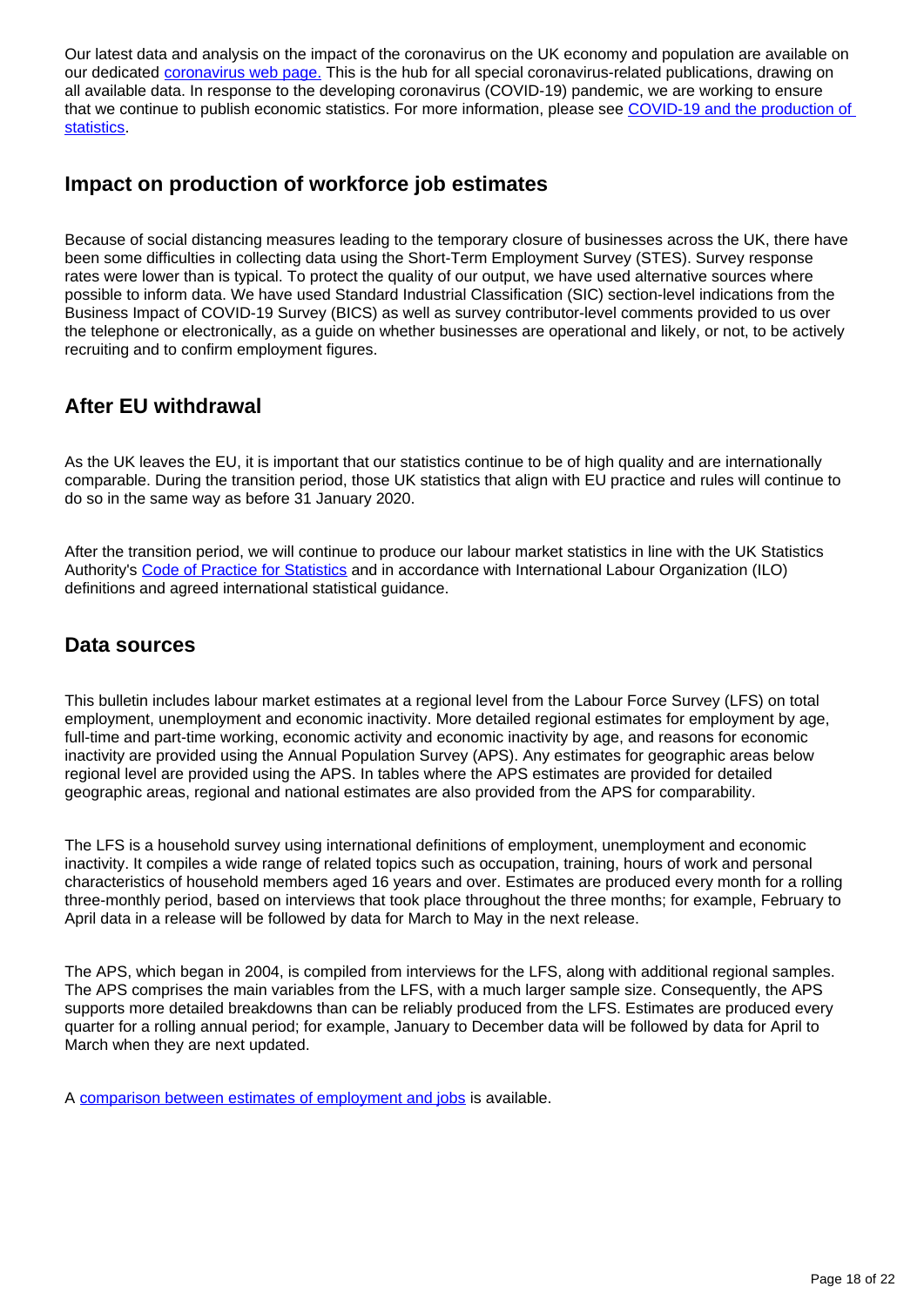Our latest data and analysis on the impact of the coronavirus on the UK economy and population are available on our dedicated [coronavirus web page.](#) This is the hub for all special coronavirus-related publications, drawing on all available data. In response to the developing coronavirus (COVID-19) pandemic, we are working to ensure that we continue to publish economic statistics. For more information, please see [COVID-19 and the production of statistics](#).

## Impact on production of workforce job estimates

Because of social distancing measures leading to the temporary closure of businesses across the UK, there have been some difficulties in collecting data using the Short-Term Employment Survey (STES). Survey response rates were lower than is typical. To protect the quality of our output, we have used alternative sources where possible to inform data. We have used Standard Industrial Classification (SIC) section-level indications from the Business Impact of COVID-19 Survey (BICS) as well as survey contributor-level comments provided to us over the telephone or electronically, as a guide on whether businesses are operational and likely, or not, to be actively recruiting and to confirm employment figures.

## After EU withdrawal

As the UK leaves the EU, it is important that our statistics continue to be of high quality and are internationally comparable. During the transition period, those UK statistics that align with EU practice and rules will continue to do so in the same way as before 31 January 2020.

After the transition period, we will continue to produce our labour market statistics in line with the UK Statistics Authority's [Code of Practice for Statistics](#) and in accordance with International Labour Organization (ILO) definitions and agreed international statistical guidance.

## Data sources

This bulletin includes labour market estimates at a regional level from the Labour Force Survey (LFS) on total employment, unemployment and economic inactivity. More detailed regional estimates for employment by age, full-time and part-time working, economic activity and economic inactivity by age, and reasons for economic inactivity are provided using the Annual Population Survey (APS). Any estimates for geographic areas below regional level are provided using the APS. In tables where the APS estimates are provided for detailed geographic areas, regional and national estimates are also provided from the APS for comparability.

The LFS is a household survey using international definitions of employment, unemployment and economic inactivity. It compiles a wide range of related topics such as occupation, training, hours of work and personal characteristics of household members aged 16 years and over. Estimates are produced every month for a rolling three-monthly period, based on interviews that took place throughout the three months; for example, February to April data in a release will be followed by data for March to May in the next release.

The APS, which began in 2004, is compiled from interviews for the LFS, along with additional regional samples. The APS comprises the main variables from the LFS, with a much larger sample size. Consequently, the APS supports more detailed breakdowns than can be reliably produced from the LFS. Estimates are produced every quarter for a rolling annual period; for example, January to December data will be followed by data for April to March when they are next updated.

A [comparison between estimates of employment and jobs](#) is available.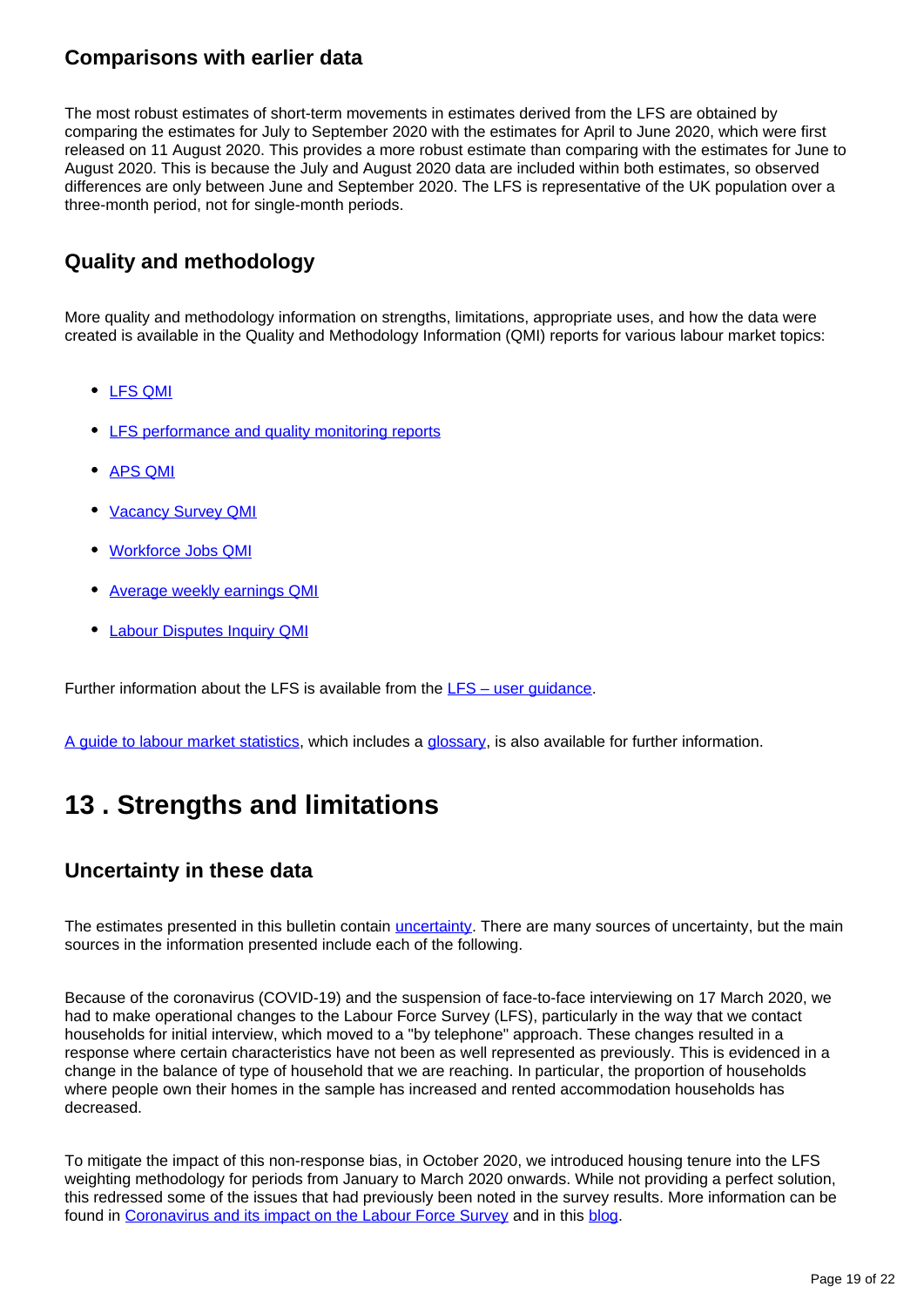### Comparisons with earlier data

The most robust estimates of short-term movements in estimates derived from the LFS are obtained by comparing the estimates for July to September 2020 with the estimates for April to June 2020, which were first released on 11 August 2020. This provides a more robust estimate than comparing with the estimates for June to August 2020. This is because the July and August 2020 data are included within both estimates, so observed differences are only between June and September 2020. The LFS is representative of the UK population over a three-month period, not for single-month periods.

### Quality and methodology

More quality and methodology information on strengths, limitations, appropriate uses, and how the data were created is available in the Quality and Methodology Information (QMI) reports for various labour market topics:

- LFS QMI
- LFS performance and quality monitoring reports
- APS QMI
- Vacancy Survey QMI
- Workforce Jobs QMI
- Average weekly earnings QMI
- Labour Disputes Inquiry QMI

Further information about the LFS is available from the LFS – user guidance.

A guide to labour market statistics, which includes a glossary, is also available for further information.

## 13 . Strengths and limitations

### Uncertainty in these data

The estimates presented in this bulletin contain uncertainty. There are many sources of uncertainty, but the main sources in the information presented include each of the following.

Because of the coronavirus (COVID-19) and the suspension of face-to-face interviewing on 17 March 2020, we had to make operational changes to the Labour Force Survey (LFS), particularly in the way that we contact households for initial interview, which moved to a "by telephone" approach. These changes resulted in a response where certain characteristics have not been as well represented as previously. This is evidenced in a change in the balance of type of household that we are reaching. In particular, the proportion of households where people own their homes in the sample has increased and rented accommodation households has decreased.

To mitigate the impact of this non-response bias, in October 2020, we introduced housing tenure into the LFS weighting methodology for periods from January to March 2020 onwards. While not providing a perfect solution, this redressed some of the issues that had previously been noted in the survey results. More information can be found in Coronavirus and its impact on the Labour Force Survey and in this blog.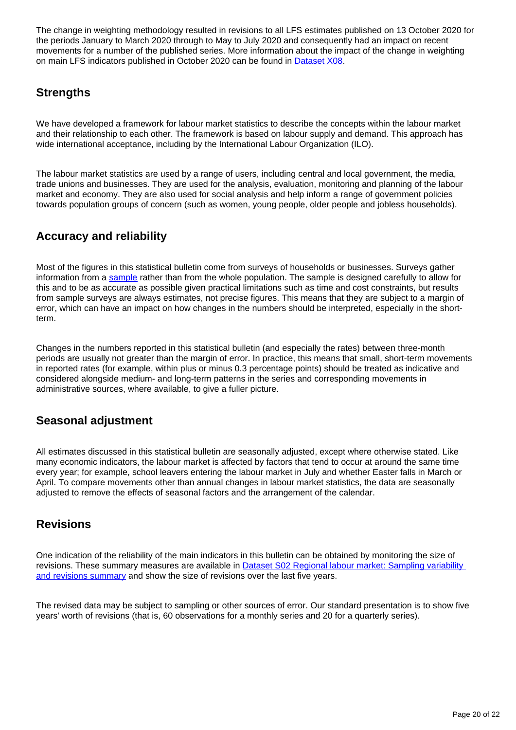The change in weighting methodology resulted in revisions to all LFS estimates published on 13 October 2020 for the periods January to March 2020 through to May to July 2020 and consequently had an impact on recent movements for a number of the published series. More information about the impact of the change in weighting on main LFS indicators published in October 2020 can be found in [Dataset X08](#).

## Strengths

We have developed a framework for labour market statistics to describe the concepts within the labour market and their relationship to each other. The framework is based on labour supply and demand. This approach has wide international acceptance, including by the International Labour Organization (ILO).

The labour market statistics are used by a range of users, including central and local government, the media, trade unions and businesses. They are used for the analysis, evaluation, monitoring and planning of the labour market and economy. They are also used for social analysis and help inform a range of government policies towards population groups of concern (such as women, young people, older people and jobless households).

## Accuracy and reliability

Most of the figures in this statistical bulletin come from surveys of households or businesses. Surveys gather information from a [sample](#) rather than from the whole population. The sample is designed carefully to allow for this and to be as accurate as possible given practical limitations such as time and cost constraints, but results from sample surveys are always estimates, not precise figures. This means that they are subject to a margin of error, which can have an impact on how changes in the numbers should be interpreted, especially in the short-term.

Changes in the numbers reported in this statistical bulletin (and especially the rates) between three-month periods are usually not greater than the margin of error. In practice, this means that small, short-term movements in reported rates (for example, within plus or minus 0.3 percentage points) should be treated as indicative and considered alongside medium- and long-term patterns in the series and corresponding movements in administrative sources, where available, to give a fuller picture.

## Seasonal adjustment

All estimates discussed in this statistical bulletin are seasonally adjusted, except where otherwise stated. Like many economic indicators, the labour market is affected by factors that tend to occur at around the same time every year; for example, school leavers entering the labour market in July and whether Easter falls in March or April. To compare movements other than annual changes in labour market statistics, the data are seasonally adjusted to remove the effects of seasonal factors and the arrangement of the calendar.

## Revisions

One indication of the reliability of the main indicators in this bulletin can be obtained by monitoring the size of revisions. These summary measures are available in [Dataset S02 Regional labour market: Sampling variability and revisions summary](#) and show the size of revisions over the last five years.

The revised data may be subject to sampling or other sources of error. Our standard presentation is to show five years' worth of revisions (that is, 60 observations for a monthly series and 20 for a quarterly series).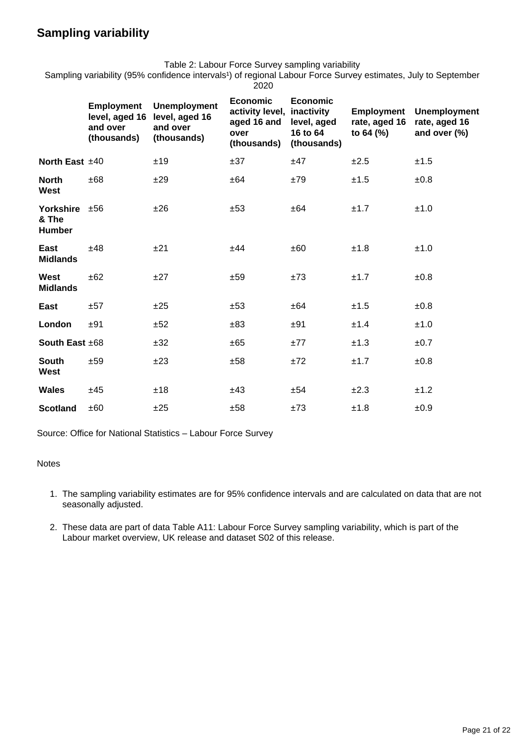## Sampling variability

Table 2: Labour Force Survey sampling variability

Sampling variability (95% confidence intervals[1]) of regional Labour Force Survey estimates, July to September 2020

| | Employment level, aged 16 and over (thousands) | Unemployment level, aged 16 and over (thousands) | Economic activity level, aged 16 and over (thousands) | Economic inactivity level, aged 16 to 64 (thousands) | Employment rate, aged 16 to 64 (%) | Unemployment rate, aged 16 and over (%) |
|---|---|---|---|---|---|---|
| **North East** | ±40 | ±19 | ±37 | ±47 | ±2.5 | ±1.5 |
| **North West** | ±68 | ±29 | ±64 | ±79 | ±1.5 | ±0.8 |
| **Yorkshire & The Humber** | ±56 | ±26 | ±53 | ±64 | ±1.7 | ±1.0 |
| **East Midlands** | ±48 | ±21 | ±44 | ±60 | ±1.8 | ±1.0 |
| **West Midlands** | ±62 | ±27 | ±59 | ±73 | ±1.7 | ±0.8 |
| **East** | ±57 | ±25 | ±53 | ±64 | ±1.5 | ±0.8 |
| **London** | ±91 | ±52 | ±83 | ±91 | ±1.4 | ±1.0 |
| **South East** | ±68 | ±32 | ±65 | ±77 | ±1.3 | ±0.7 |
| **South West** | ±59 | ±23 | ±58 | ±72 | ±1.7 | ±0.8 |
| **Wales** | ±45 | ±18 | ±43 | ±54 | ±2.3 | ±1.2 |
| **Scotland** | ±60 | ±25 | ±58 | ±73 | ±1.8 | ±0.9 |

Source: Office for National Statistics – Labour Force Survey

Notes

1. The sampling variability estimates are for 95% confidence intervals and are calculated on data that are not seasonally adjusted.
2. These data are part of data Table A11: Labour Force Survey sampling variability, which is part of the Labour market overview, UK release and dataset S02 of this release.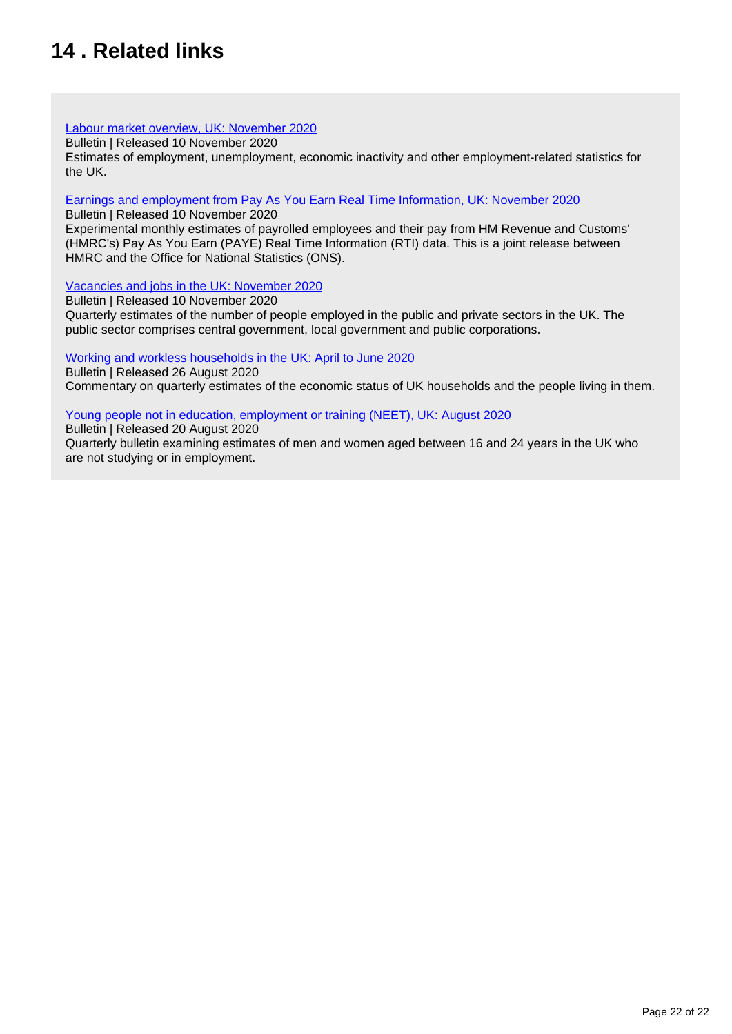## 14 . Related links

[Labour market overview, UK: November 2020]
Bulletin | Released 10 November 2020
Estimates of employment, unemployment, economic inactivity and other employment-related statistics for the UK.

[Earnings and employment from Pay As You Earn Real Time Information, UK: November 2020]
Bulletin | Released 10 November 2020
Experimental monthly estimates of payrolled employees and their pay from HM Revenue and Customs' (HMRC's) Pay As You Earn (PAYE) Real Time Information (RTI) data. This is a joint release between HMRC and the Office for National Statistics (ONS).

[Vacancies and jobs in the UK: November 2020]
Bulletin | Released 10 November 2020
Quarterly estimates of the number of people employed in the public and private sectors in the UK. The public sector comprises central government, local government and public corporations.

[Working and workless households in the UK: April to June 2020]
Bulletin | Released 26 August 2020
Commentary on quarterly estimates of the economic status of UK households and the people living in them.

[Young people not in education, employment or training (NEET), UK: August 2020]
Bulletin | Released 20 August 2020
Quarterly bulletin examining estimates of men and women aged between 16 and 24 years in the UK who are not studying or in employment.